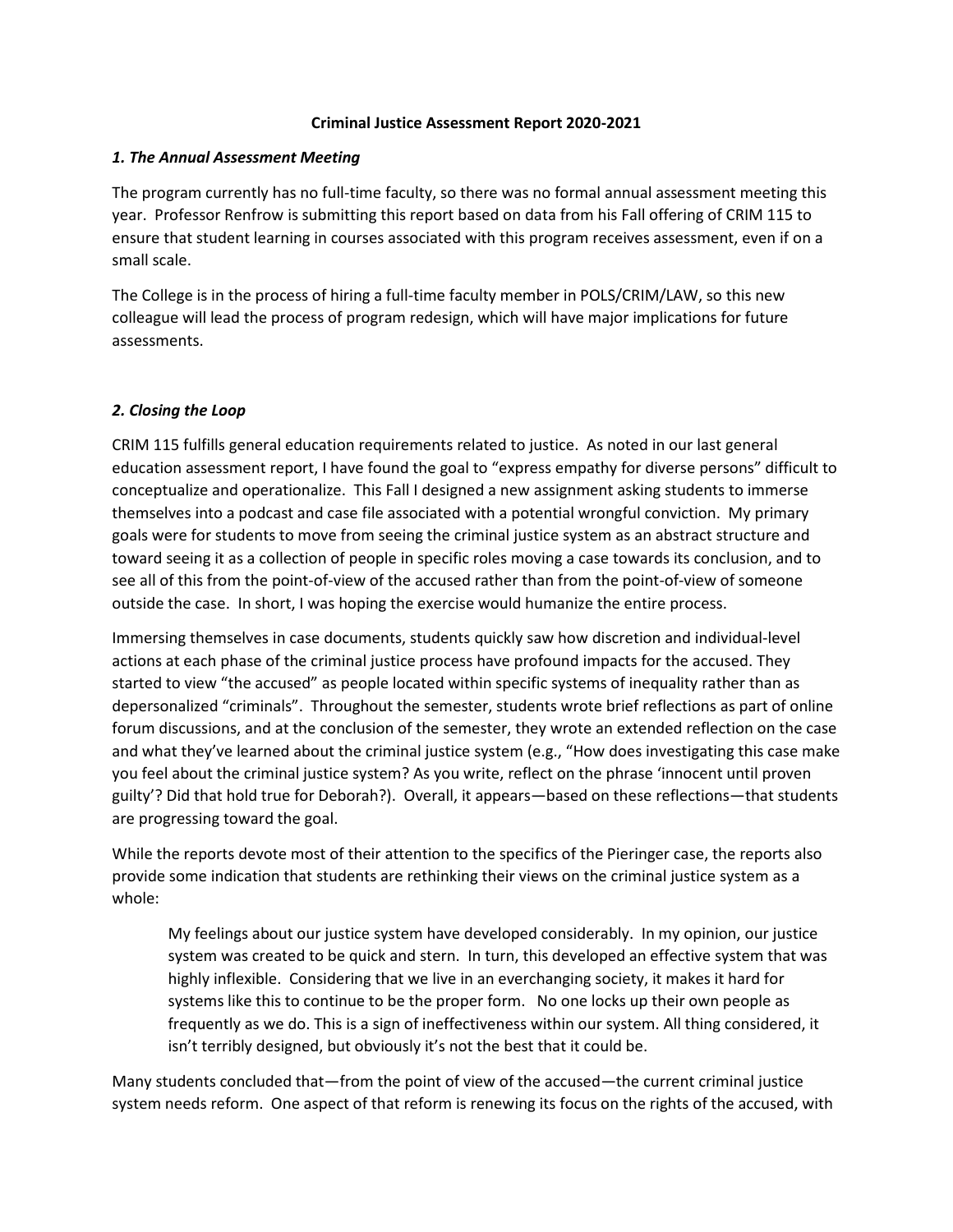**Criminal Justice Assessment Report 2020-2021**

## *1. The Annual Assessment Meeting*

The program currently has no full-time faculty, so there was no formal annual assessment meeting this year. Professor Renfrow is submitting this report based on data from his Fall offering of CRIM 115 to ensure that student learning in courses associated with this program receives assessment, even if on a small scale.

The College is in the process of hiring a full-time faculty member in POLS/CRIM/LAW, so this new colleague will lead the process of program redesign, which will have major implications for future assessments.

## *2. Closing the Loop*

CRIM 115 fulfills general education requirements related to justice. As noted in our last general education assessment report, I have found the goal to "express empathy for diverse persons" difficult to conceptualize and operationalize. This Fall I designed a new assignment asking students to immerse themselves into a podcast and case file associated with a potential wrongful conviction. My primary goals were for students to move from seeing the criminal justice system as an abstract structure and toward seeing it as a collection of people in specific roles moving a case towards its conclusion, and to see all of this from the point-of-view of the accused rather than from the point-of-view of someone outside the case. In short, I was hoping the exercise would humanize the entire process.

Immersing themselves in case documents, students quickly saw how discretion and individual-level actions at each phase of the criminal justice process have profound impacts for the accused. They started to view "the accused" as people located within specific systems of inequality rather than as depersonalized "criminals". Throughout the semester, students wrote brief reflections as part of online forum discussions, and at the conclusion of the semester, they wrote an extended reflection on the case and what they've learned about the criminal justice system (e.g., "How does investigating this case make you feel about the criminal justice system? As you write, reflect on the phrase 'innocent until proven guilty'? Did that hold true for Deborah?). Overall, it appears—based on these reflections—that students are progressing toward the goal.

While the reports devote most of their attention to the specifics of the Pieringer case, the reports also provide some indication that students are rethinking their views on the criminal justice system as a whole:

> My feelings about our justice system have developed considerably. In my opinion, our justice system was created to be quick and stern. In turn, this developed an effective system that was highly inflexible. Considering that we live in an everchanging society, it makes it hard for systems like this to continue to be the proper form. No one locks up their own people as frequently as we do. This is a sign of ineffectiveness within our system. All thing considered, it isn't terribly designed, but obviously it's not the best that it could be.

Many students concluded that—from the point of view of the accused—the current criminal justice system needs reform. One aspect of that reform is renewing its focus on the rights of the accused, with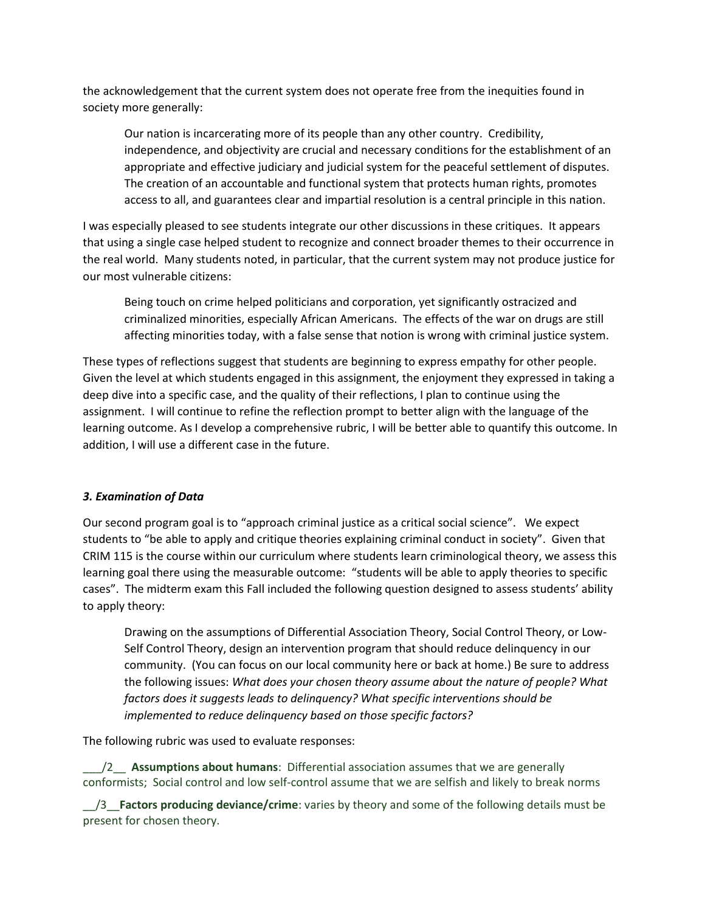the acknowledgement that the current system does not operate free from the inequities found in society more generally:

> Our nation is incarcerating more of its people than any other country. Credibility, independence, and objectivity are crucial and necessary conditions for the establishment of an appropriate and effective judiciary and judicial system for the peaceful settlement of disputes. The creation of an accountable and functional system that protects human rights, promotes access to all, and guarantees clear and impartial resolution is a central principle in this nation.

I was especially pleased to see students integrate our other discussions in these critiques. It appears that using a single case helped student to recognize and connect broader themes to their occurrence in the real world. Many students noted, in particular, that the current system may not produce justice for our most vulnerable citizens:

> Being touch on crime helped politicians and corporation, yet significantly ostracized and criminalized minorities, especially African Americans. The effects of the war on drugs are still affecting minorities today, with a false sense that notion is wrong with criminal justice system.

These types of reflections suggest that students are beginning to express empathy for other people. Given the level at which students engaged in this assignment, the enjoyment they expressed in taking a deep dive into a specific case, and the quality of their reflections, I plan to continue using the assignment. I will continue to refine the reflection prompt to better align with the language of the learning outcome. As I develop a comprehensive rubric, I will be better able to quantify this outcome. In addition, I will use a different case in the future.

### *3. Examination of Data*

Our second program goal is to "approach criminal justice as a critical social science". We expect students to "be able to apply and critique theories explaining criminal conduct in society". Given that CRIM 115 is the course within our curriculum where students learn criminological theory, we assess this learning goal there using the measurable outcome: "students will be able to apply theories to specific cases". The midterm exam this Fall included the following question designed to assess students' ability to apply theory:

> Drawing on the assumptions of Differential Association Theory, Social Control Theory, or Low-Self Control Theory, design an intervention program that should reduce delinquency in our community. (You can focus on our local community here or back at home.) Be sure to address the following issues: *What does your chosen theory assume about the nature of people? What factors does it suggests leads to delinquency? What specific interventions should be implemented to reduce delinquency based on those specific factors?*

The following rubric was used to evaluate responses:

\_\_\_/2\_\_ **Assumptions about humans**: Differential association assumes that we are generally conformists; Social control and low self-control assume that we are selfish and likely to break norms

\_\_/3\_\_**Factors producing deviance/crime**: varies by theory and some of the following details must be present for chosen theory.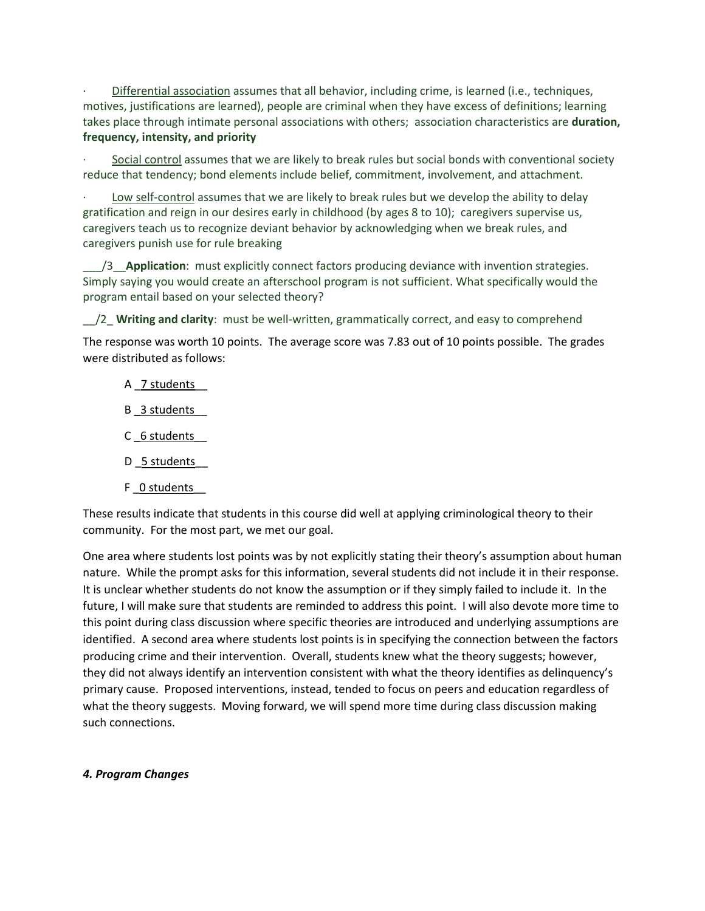- Differential association assumes that all behavior, including crime, is learned (i.e., techniques, motives, justifications are learned), people are criminal when they have excess of definitions; learning takes place through intimate personal associations with others; association characteristics are **duration, frequency, intensity, and priority**

- Social control assumes that we are likely to break rules but social bonds with conventional society reduce that tendency; bond elements include belief, commitment, involvement, and attachment.

- Low self-control assumes that we are likely to break rules but we develop the ability to delay gratification and reign in our desires early in childhood (by ages 8 to 10); caregivers supervise us, caregivers teach us to recognize deviant behavior by acknowledging when we break rules, and caregivers punish use for rule breaking

___/3__**Application**: must explicitly connect factors producing deviance with invention strategies. Simply saying you would create an afterschool program is not sufficient. What specifically would the program entail based on your selected theory?

__/2_ **Writing and clarity**: must be well-written, grammatically correct, and easy to comprehend

The response was worth 10 points. The average score was 7.83 out of 10 points possible. The grades were distributed as follows:

A _7 students__

B _3 students__

C _6 students__

D _5 students__

F _0 students__

These results indicate that students in this course did well at applying criminological theory to their community. For the most part, we met our goal.

One area where students lost points was by not explicitly stating their theory's assumption about human nature. While the prompt asks for this information, several students did not include it in their response. It is unclear whether students do not know the assumption or if they simply failed to include it. In the future, I will make sure that students are reminded to address this point. I will also devote more time to this point during class discussion where specific theories are introduced and underlying assumptions are identified. A second area where students lost points is in specifying the connection between the factors producing crime and their intervention. Overall, students knew what the theory suggests; however, they did not always identify an intervention consistent with what the theory identifies as delinquency's primary cause. Proposed interventions, instead, tended to focus on peers and education regardless of what the theory suggests. Moving forward, we will spend more time during class discussion making such connections.

***4. Program Changes***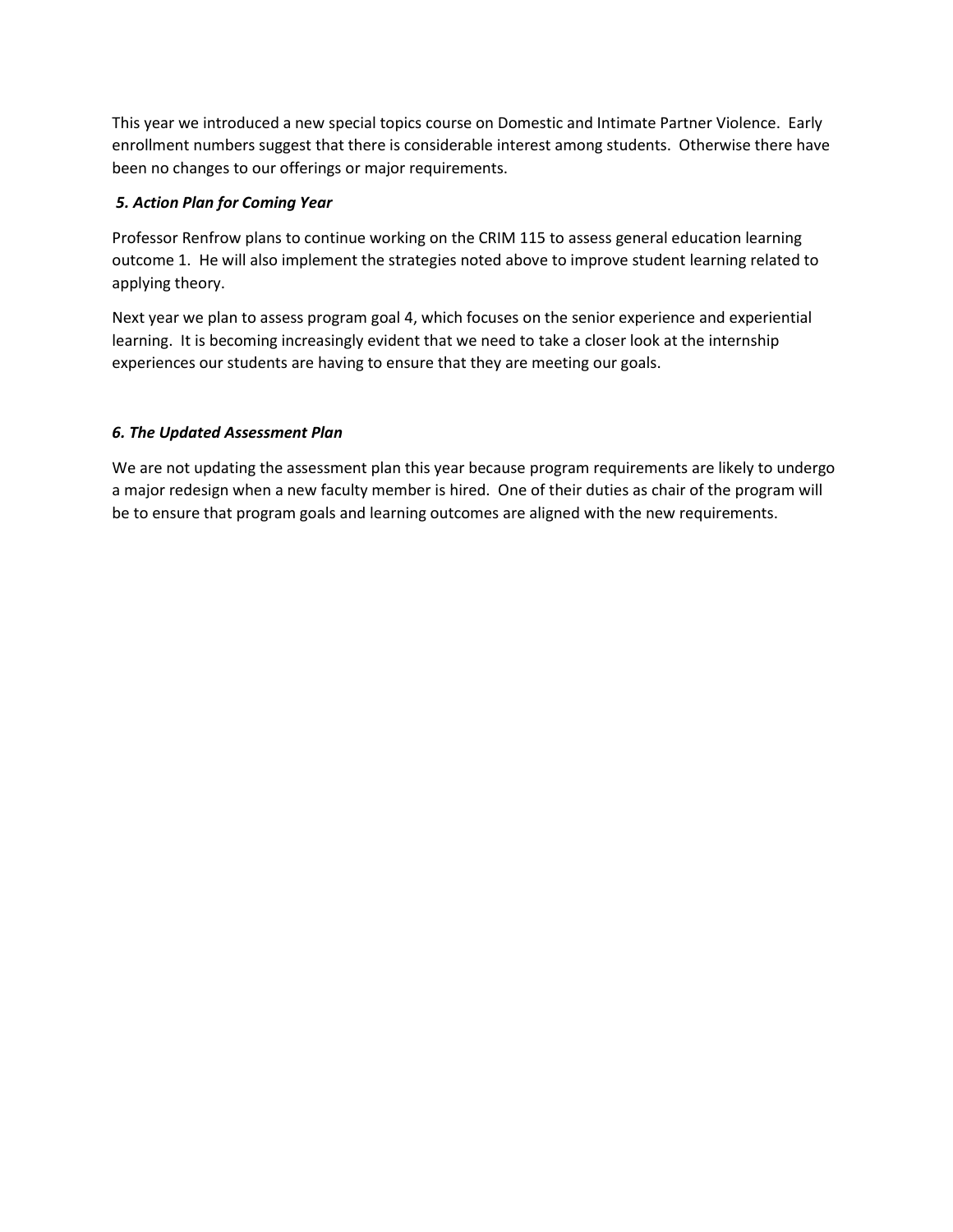This year we introduced a new special topics course on Domestic and Intimate Partner Violence. Early enrollment numbers suggest that there is considerable interest among students. Otherwise there have been no changes to our offerings or major requirements.

### *5. Action Plan for Coming Year*

Professor Renfrow plans to continue working on the CRIM 115 to assess general education learning outcome 1. He will also implement the strategies noted above to improve student learning related to applying theory.

Next year we plan to assess program goal 4, which focuses on the senior experience and experiential learning. It is becoming increasingly evident that we need to take a closer look at the internship experiences our students are having to ensure that they are meeting our goals.

### *6. The Updated Assessment Plan*

We are not updating the assessment plan this year because program requirements are likely to undergo a major redesign when a new faculty member is hired. One of their duties as chair of the program will be to ensure that program goals and learning outcomes are aligned with the new requirements.